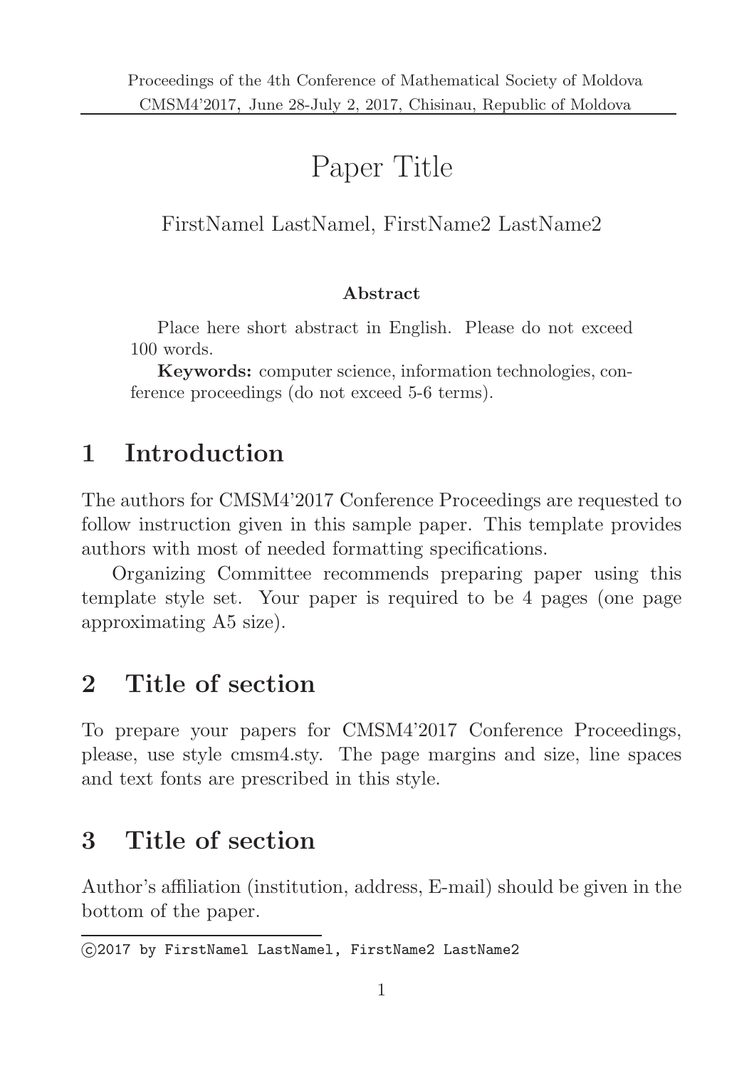# Paper Title

FirstName1 LastName1, FirstName2 LastName2

**Abstract**

Place here short abstract in English. Please do not exceed 100 words.

**Keywords:** computer science, information technologies, conference proceedings (do not exceed 5-6 terms).

## 1 Introduction

The authors for CMSM4'2017 Conference Proceedings are requested to follow instruction given in this sample paper. This template provides authors with most of needed formatting specifications.

Organizing Committee recommends preparing paper using this template style set. Your paper is required to be 4 pages (one page approximating A5 size).

## 2 Title of section

To prepare your papers for CMSM4'2017 Conference Proceedings, please, use style cmsm4.sty. The page margins and size, line spaces and text fonts are prescribed in this style.

## 3 Title of section

Author's affiliation (institution, address, E-mail) should be given in the bottom of the paper.

---

©2017 by FirstName1 LastName1, FirstName2 LastName2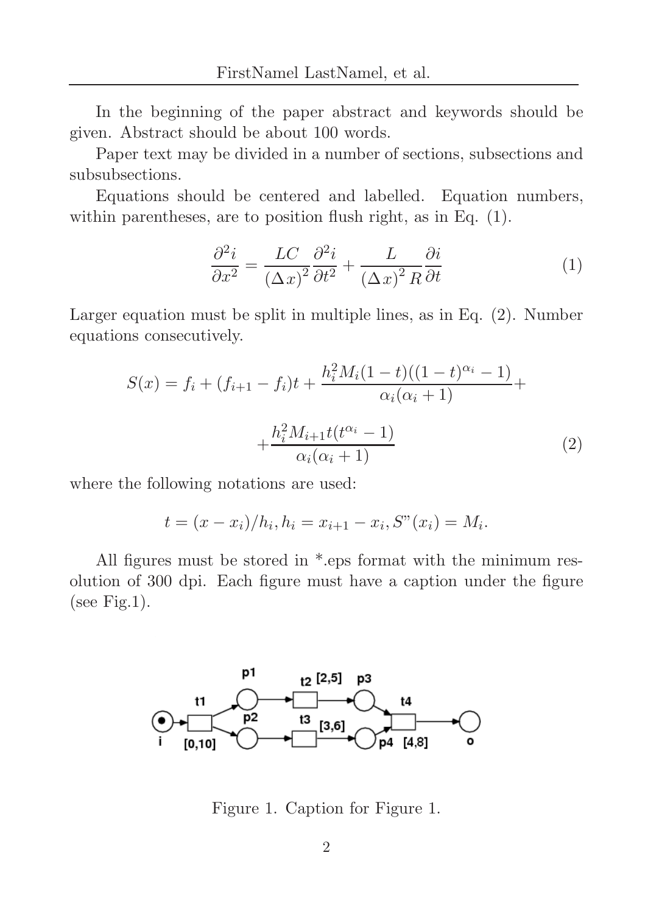In the beginning of the paper abstract and keywords should be given. Abstract should be about 100 words.

Paper text may be divided in a number of sections, subsections and subsubsections.

Equations should be centered and labelled. Equation numbers, within parentheses, are to position flush right, as in Eq. (1).

$$\frac{\partial^2 i}{\partial x^2} = \frac{LC}{(\Delta x)^2} \frac{\partial^2 i}{\partial t^2} + \frac{L}{(\Delta x)^2 R} \frac{\partial i}{\partial t} \tag{1}$$

Larger equation must be split in multiple lines, as in Eq. (2). Number equations consecutively.

$$\begin{aligned} S(x) = f_i + (f_{i+1} - f_i)t + \frac{h_i^2 M_i (1-t)((1-t)^{\alpha_i} - 1)}{\alpha_i(\alpha_i + 1)} + \\ + \frac{h_i^2 M_{i+1} t(t^{\alpha_i} - 1)}{\alpha_i(\alpha_i + 1)} \end{aligned} \tag{2}$$

where the following notations are used:

$$t = (x - x_i)/h_i, h_i = x_{i+1} - x_i, S"(x_i) = M_i.$$

All figures must be stored in *.eps format with the minimum resolution of 300 dpi. Each figure must have a caption under the figure (see Fig.1).

Figure 1. Caption for Figure 1.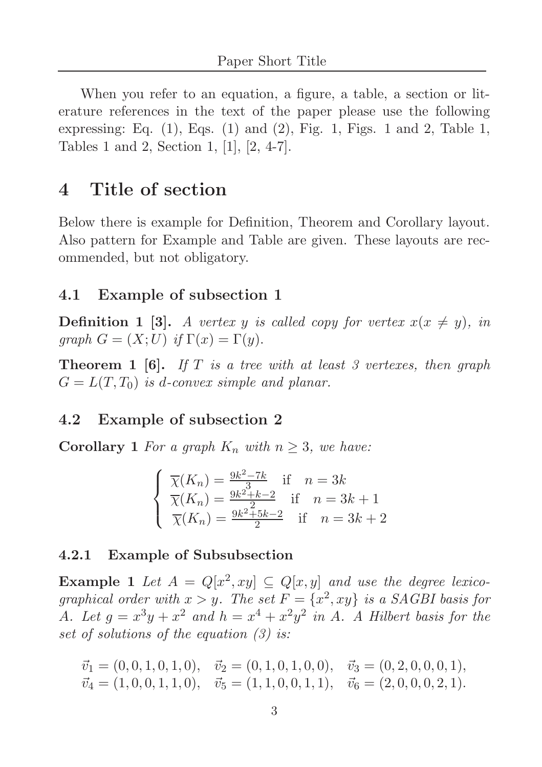When you refer to an equation, a figure, a table, a section or literature references in the text of the paper please use the following expressing: Eq. (1), Eqs. (1) and (2), Fig. 1, Figs. 1 and 2, Table 1, Tables 1 and 2, Section 1, [1], [2, 4-7].

# 4 Title of section

Below there is example for Definition, Theorem and Corollary layout. Also pattern for Example and Table are given. These layouts are recommended, but not obligatory.

## 4.1 Example of subsection 1

**Definition 1 [3].** *A vertex $y$ is called copy for vertex $x (x \neq y)$, in graph $G = (X; U)$ if $\Gamma(x) = \Gamma(y)$.*

**Theorem 1 [6].** *If $T$ is a tree with at least 3 vertexes, then graph $G = L(T, T_0)$ is d-convex simple and planar.*

## 4.2 Example of subsection 2

**Corollary 1** *For a graph $K_n$ with $n \geq 3$, we have:*

$$\begin{cases} \overline{\chi}(K_n) = \frac{9k^2-7k}{3} & \text{if} \quad n = 3k \\ \overline{\chi}(K_n) = \frac{9k^2+k-2}{2} & \text{if} \quad n = 3k+1 \\ \overline{\chi}(K_n) = \frac{9k^2+5k-2}{2} & \text{if} \quad n = 3k+2 \end{cases}$$

### 4.2.1 Example of Subsubsection

**Example 1** *Let $A = Q[x^2, xy] \subseteq Q[x, y]$ and use the degree lexicographical order with $x > y$. The set $F = \{x^2, xy\}$ is a SAGBI basis for $A$. Let $g = x^3y + x^2$ and $h = x^4 + x^2y^2$ in $A$. A Hilbert basis for the set of solutions of the equation (3) is:*

$$\vec{v}_1 = (0, 0, 1, 0, 1, 0), \quad \vec{v}_2 = (0, 1, 0, 1, 0, 0), \quad \vec{v}_3 = (0, 2, 0, 0, 0, 1),$$
$$\vec{v}_4 = (1, 0, 0, 1, 1, 0), \quad \vec{v}_5 = (1, 1, 0, 0, 1, 1), \quad \vec{v}_6 = (2, 0, 0, 0, 2, 1).$$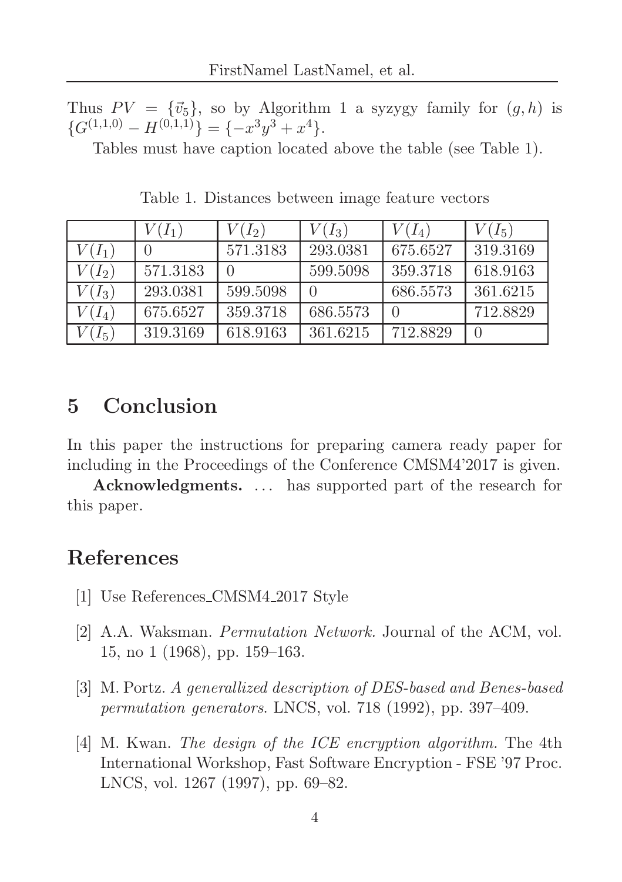Thus $PV = \{\vec{v}_5\}$, so by Algorithm 1 a syzygy family for $(g, h)$ is $\{G^{(1,1,0)} - H^{(0,1,1)}\} = \{-x^3y^3 + x^4\}$.

Tables must have caption located above the table (see Table 1).

Table 1. Distances between image feature vectors

| | $V(I_1)$ | $V(I_2)$ | $V(I_3)$ | $V(I_4)$ | $V(I_5)$ |
|---|---|---|---|---|---|
| $V(I_1)$ | 0 | 571.3183 | 293.0381 | 675.6527 | 319.3169 |
| $V(I_2)$ | 571.3183 | 0 | 599.5098 | 359.3718 | 618.9163 |
| $V(I_3)$ | 293.0381 | 599.5098 | 0 | 686.5573 | 361.6215 |
| $V(I_4)$ | 675.6527 | 359.3718 | 686.5573 | 0 | 712.8829 |
| $V(I_5)$ | 319.3169 | 618.9163 | 361.6215 | 712.8829 | 0 |

## 5 Conclusion

In this paper the instructions for preparing camera ready paper for including in the Proceedings of the Conference CMSM4'2017 is given.

**Acknowledgments.** ... has supported part of the research for this paper.

## References

[1] Use References_CMSM4_2017 Style

[2] A.A. Waksman. *Permutation Network.* Journal of the ACM, vol. 15, no 1 (1968), pp. 159–163.

[3] M. Portz. *A generallized description of DES-based and Benes-based permutation generators.* LNCS, vol. 718 (1992), pp. 397–409.

[4] M. Kwan. *The design of the ICE encryption algorithm.* The 4th International Workshop, Fast Software Encryption - FSE '97 Proc. LNCS, vol. 1267 (1997), pp. 69–82.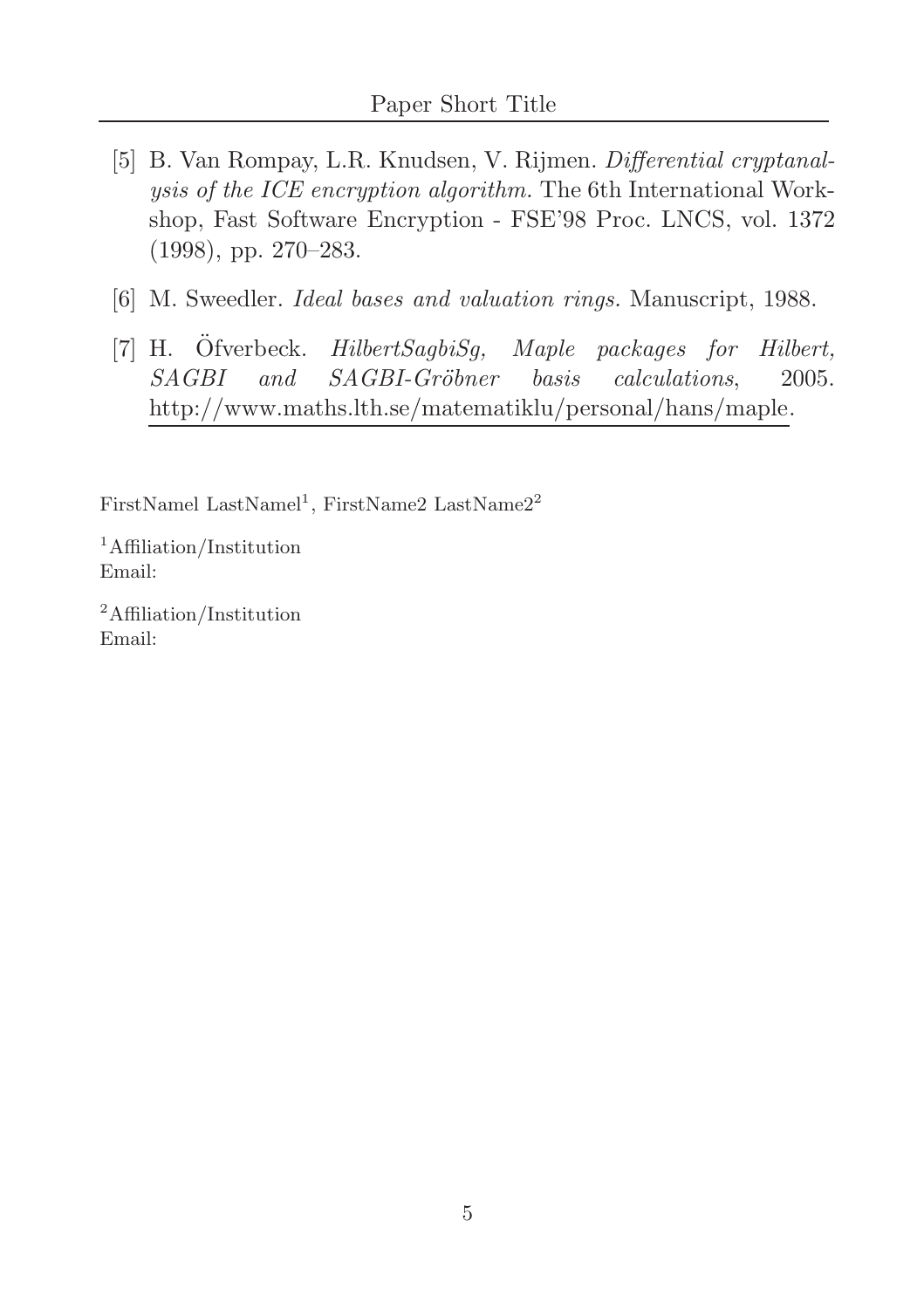[5] B. Van Rompay, L.R. Knudsen, V. Rijmen. *Differential cryptanalysis of the ICE encryption algorithm.* The 6th International Workshop, Fast Software Encryption - FSE'98 Proc. LNCS, vol. 1372 (1998), pp. 270–283.

[6] M. Sweedler. *Ideal bases and valuation rings.* Manuscript, 1988.

[7] H. Öfverbeck. *HilbertSagbiSg, Maple packages for Hilbert, SAGBI and SAGBI-Gröbner basis calculations*, 2005. http://www.maths.lth.se/matematiklu/personal/hans/maple.

FirstNamel LastNamel[1], FirstName2 LastName2[2]

[1]Affiliation/Institution
Email:

[2]Affiliation/Institution
Email: